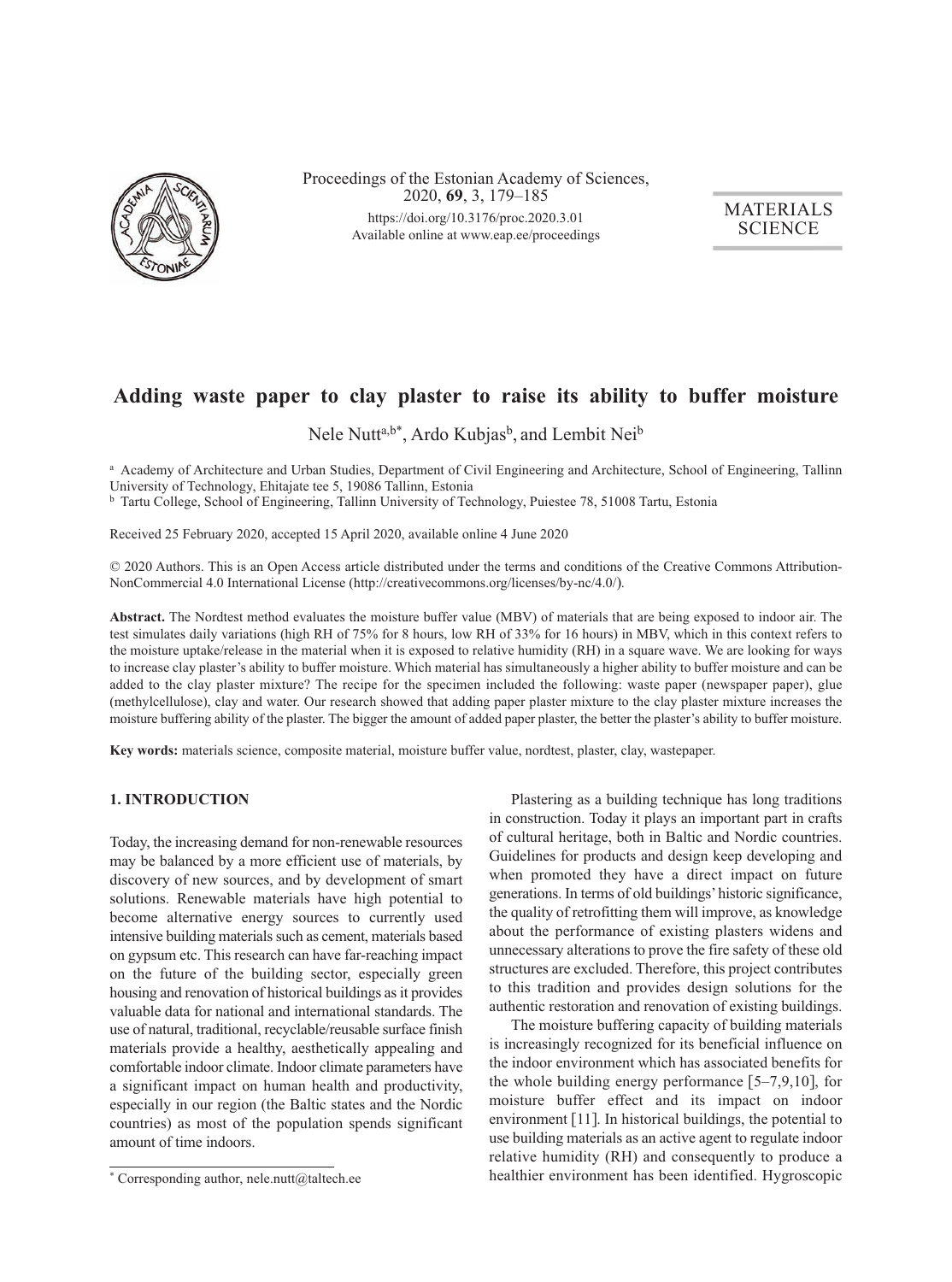Proceedings of the Estonian Academy of Sciences, 2020, **69**, 3, 179–185

https://doi.org/10.3176/proc.2020.3.01

Available online at www.eap.ee/proceedings

MATERIALS SCIENCE

# Adding waste paper to clay plaster to raise its ability to buffer moisture

Nele Nutt[a,b*], Ardo Kubjas[b], and Lembit Nei[b]

[a] Academy of Architecture and Urban Studies, Department of Civil Engineering and Architecture, School of Engineering, Tallinn University of Technology, Ehitajate tee 5, 19086 Tallinn, Estonia

[b] Tartu College, School of Engineering, Tallinn University of Technology, Puiestee 78, 51008 Tartu, Estonia

Received 25 February 2020, accepted 15 April 2020, available online 4 June 2020

© 2020 Authors. This is an Open Access article distributed under the terms and conditions of the Creative Commons Attribution-NonCommercial 4.0 International License (http://creativecommons.org/licenses/by-nc/4.0/).

**Abstract.** The Nordtest method evaluates the moisture buffer value (MBV) of materials that are being exposed to indoor air. The test simulates daily variations (high RH of 75% for 8 hours, low RH of 33% for 16 hours) in MBV, which in this context refers to the moisture uptake/release in the material when it is exposed to relative humidity (RH) in a square wave. We are looking for ways to increase clay plaster's ability to buffer moisture. Which material has simultaneously a higher ability to buffer moisture and can be added to the clay plaster mixture? The recipe for the specimen included the following: waste paper (newspaper paper), glue (methylcellulose), clay and water. Our research showed that adding paper plaster mixture to the clay plaster mixture increases the moisture buffering ability of the plaster. The bigger the amount of added paper plaster, the better the plaster's ability to buffer moisture.

**Key words:** materials science, composite material, moisture buffer value, nordtest, plaster, clay, wastepaper.

## 1. INTRODUCTION

Today, the increasing demand for non-renewable resources may be balanced by a more efficient use of materials, by discovery of new sources, and by development of smart solutions. Renewable materials have high potential to become alternative energy sources to currently used intensive building materials such as cement, materials based on gypsum etc. This research can have far-reaching impact on the future of the building sector, especially green housing and renovation of historical buildings as it provides valuable data for national and international standards. The use of natural, traditional, recyclable/reusable surface finish materials provide a healthy, aesthetically appealing and comfortable indoor climate. Indoor climate parameters have a significant impact on human health and productivity, especially in our region (the Baltic states and the Nordic countries) as most of the population spends significant amount of time indoors.

Plastering as a building technique has long traditions in construction. Today it plays an important part in crafts of cultural heritage, both in Baltic and Nordic countries. Guidelines for products and design keep developing and when promoted they have a direct impact on future generations. In terms of old buildings' historic significance, the quality of retrofitting them will improve, as knowledge about the performance of existing plasters widens and unnecessary alterations to prove the fire safety of these old structures are excluded. Therefore, this project contributes to this tradition and provides design solutions for the authentic restoration and renovation of existing buildings.

The moisture buffering capacity of building materials is increasingly recognized for its beneficial influence on the indoor environment which has associated benefits for the whole building energy performance [5–7,9,10], for moisture buffer effect and its impact on indoor environment [11]. In historical buildings, the potential to use building materials as an active agent to regulate indoor relative humidity (RH) and consequently to produce a healthier environment has been identified. Hygroscopic

* Corresponding author, nele.nutt@taltech.ee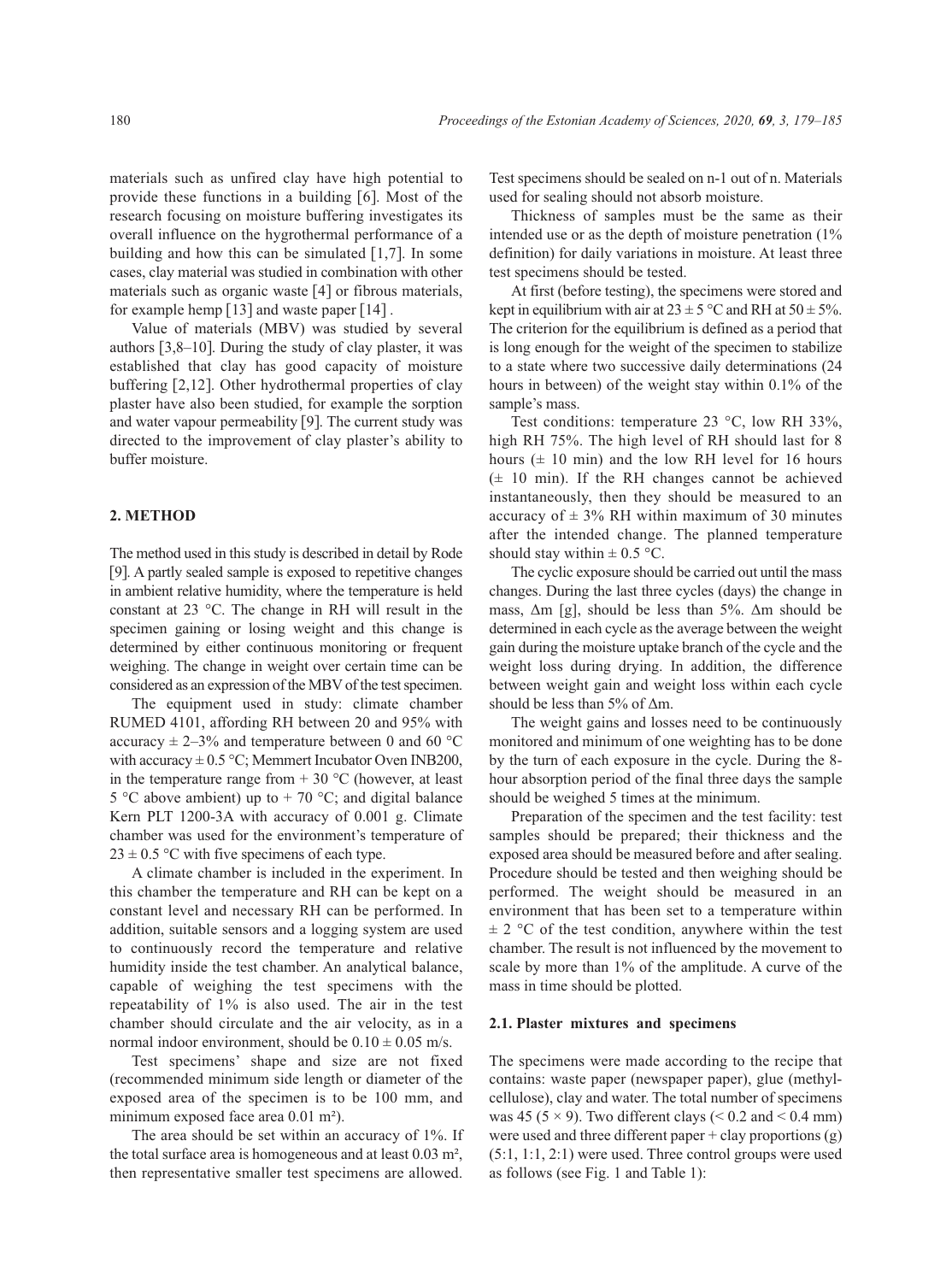materials such as unfired clay have high potential to provide these functions in a building [6]. Most of the research focusing on moisture buffering investigates its overall influence on the hygrothermal performance of a building and how this can be simulated [1,7]. In some cases, clay material was studied in combination with other materials such as organic waste [4] or fibrous materials, for example hemp [13] and waste paper [14] .

Value of materials (MBV) was studied by several authors [3,8–10]. During the study of clay plaster, it was established that clay has good capacity of moisture buffering [2,12]. Other hydrothermal properties of clay plaster have also been studied, for example the sorption and water vapour permeability [9]. The current study was directed to the improvement of clay plaster's ability to buffer moisture.

## 2. METHOD

The method used in this study is described in detail by Rode [9]. A partly sealed sample is exposed to repetitive changes in ambient relative humidity, where the temperature is held constant at 23 °C. The change in RH will result in the specimen gaining or losing weight and this change is determined by either continuous monitoring or frequent weighing. The change in weight over certain time can be considered as an expression of the MBV of the test specimen.

The equipment used in study: climate chamber RUMED 4101, affording RH between 20 and 95% with accuracy ± 2–3% and temperature between 0 and 60 °C with accuracy ± 0.5 °C; Memmert Incubator Oven INB200, in the temperature range from + 30 °C (however, at least 5 °C above ambient) up to + 70 °C; and digital balance Kern PLT 1200-3A with accuracy of 0.001 g. Climate chamber was used for the environment's temperature of 23 ± 0.5 °C with five specimens of each type.

A climate chamber is included in the experiment. In this chamber the temperature and RH can be kept on a constant level and necessary RH can be performed. In addition, suitable sensors and a logging system are used to continuously record the temperature and relative humidity inside the test chamber. An analytical balance, capable of weighing the test specimens with the repeatability of 1% is also used. The air in the test chamber should circulate and the air velocity, as in a normal indoor environment, should be 0.10 ± 0.05 m/s.

Test specimens' shape and size are not fixed (recommended minimum side length or diameter of the exposed area of the specimen is to be 100 mm, and minimum exposed face area 0.01 m²).

The area should be set within an accuracy of 1%. If the total surface area is homogeneous and at least 0.03 m², then representative smaller test specimens are allowed. Test specimens should be sealed on n-1 out of n. Materials used for sealing should not absorb moisture.

Thickness of samples must be the same as their intended use or as the depth of moisture penetration (1% definition) for daily variations in moisture. At least three test specimens should be tested.

At first (before testing), the specimens were stored and kept in equilibrium with air at 23 ± 5 °C and RH at 50 ± 5%. The criterion for the equilibrium is defined as a period that is long enough for the weight of the specimen to stabilize to a state where two successive daily determinations (24 hours in between) of the weight stay within 0.1% of the sample's mass.

Test conditions: temperature 23 °C, low RH 33%, high RH 75%. The high level of RH should last for 8 hours (± 10 min) and the low RH level for 16 hours (± 10 min). If the RH changes cannot be achieved instantaneously, then they should be measured to an accuracy of ± 3% RH within maximum of 30 minutes after the intended change. The planned temperature should stay within ± 0.5 °C.

The cyclic exposure should be carried out until the mass changes. During the last three cycles (days) the change in mass, $\Delta m$ [g], should be less than 5%. $\Delta m$ should be determined in each cycle as the average between the weight gain during the moisture uptake branch of the cycle and the weight loss during drying. In addition, the difference between weight gain and weight loss within each cycle should be less than 5% of $\Delta m$.

The weight gains and losses need to be continuously monitored and minimum of one weighting has to be done by the turn of each exposure in the cycle. During the 8-hour absorption period of the final three days the sample should be weighed 5 times at the minimum.

Preparation of the specimen and the test facility: test samples should be prepared; their thickness and the exposed area should be measured before and after sealing. Procedure should be tested and then weighing should be performed. The weight should be measured in an environment that has been set to a temperature within ± 2 °C of the test condition, anywhere within the test chamber. The result is not influenced by the movement to scale by more than 1% of the amplitude. A curve of the mass in time should be plotted.

### 2.1. Plaster mixtures and specimens

The specimens were made according to the recipe that contains: waste paper (newspaper paper), glue (methyl-cellulose), clay and water. The total number of specimens was 45 (5 × 9). Two different clays (< 0.2 and < 0.4 mm) were used and three different paper + clay proportions (g) (5:1, 1:1, 2:1) were used. Three control groups were used as follows (see Fig. 1 and Table 1):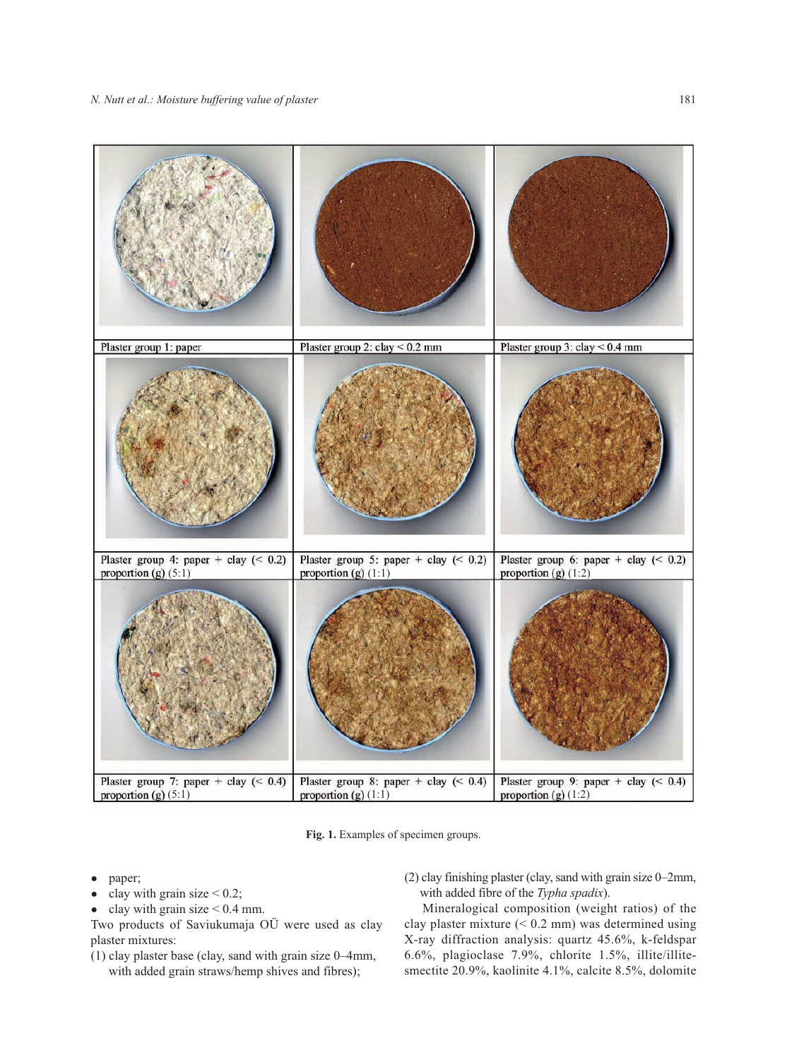| Plaster group 1: paper | Plaster group 2: clay < 0.2 mm | Plaster group 3: clay < 0.4 mm |
|---|---|---|
| Plaster group 4: paper + clay (< 0.2) proportion (g) (5:1) | Plaster group 5: paper + clay (< 0.2) proportion (g) (1:1) | Plaster group 6: paper + clay (< 0.2) proportion (g) (1:2) |
| Plaster group 7: paper + clay (< 0.4) proportion (g) (5:1) | Plaster group 8: paper + clay (< 0.4) proportion (g) (1:1) | Plaster group 9: paper + clay (< 0.4) proportion (g) (1:2) |

**Fig. 1.** Examples of specimen groups.

- paper;
- clay with grain size < 0.2;
- clay with grain size < 0.4 mm.

Two products of Saviukumaja OÜ were used as clay plaster mixtures:

(1) clay plaster base (clay, sand with grain size 0–4mm, with added grain straws/hemp shives and fibres);

(2) clay finishing plaster (clay, sand with grain size 0–2mm, with added fibre of the *Typha spadix*).

Mineralogical composition (weight ratios) of the clay plaster mixture (< 0.2 mm) was determined using X-ray diffraction analysis: quartz 45.6%, k-feldspar 6.6%, plagioclase 7.9%, chlorite 1.5%, illite/illite-smectite 20.9%, kaolinite 4.1%, calcite 8.5%, dolomite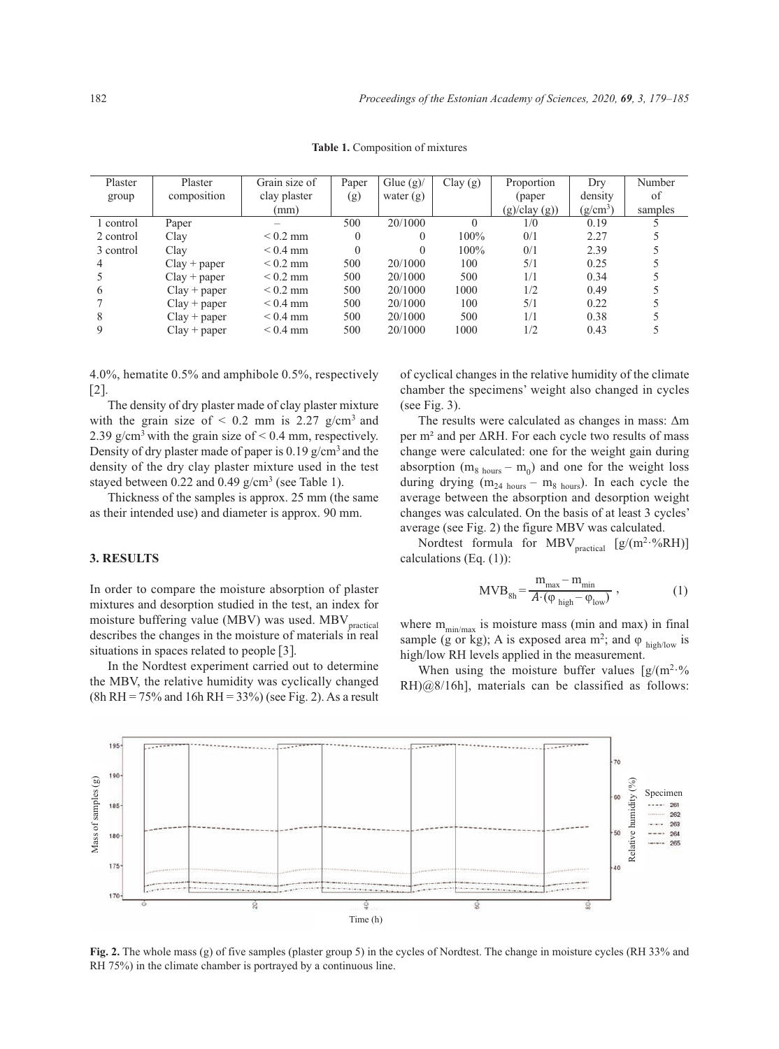**Table 1.** Composition of mixtures

| Plaster group | Plaster composition | Grain size of clay plaster (mm) | Paper (g) | Glue (g)/ water (g) | Clay (g) | Proportion (paper (g)/clay (g)) | Dry density (g/cm$^3$) | Number of samples |
|---|---|---|---|---|---|---|---|---|
| 1 control | Paper | – | 500 | 20/1000 | 0 | 1/0 | 0.19 | 5 |
| 2 control | Clay | < 0.2 mm | 0 | 0 | 100% | 0/1 | 2.27 | 5 |
| 3 control | Clay | < 0.4 mm | 0 | 0 | 100% | 0/1 | 2.39 | 5 |
| 4 | Clay + paper | < 0.2 mm | 500 | 20/1000 | 100 | 5/1 | 0.25 | 5 |
| 5 | Clay + paper | < 0.2 mm | 500 | 20/1000 | 500 | 1/1 | 0.34 | 5 |
| 6 | Clay + paper | < 0.2 mm | 500 | 20/1000 | 1000 | 1/2 | 0.49 | 5 |
| 7 | Clay + paper | < 0.4 mm | 500 | 20/1000 | 100 | 5/1 | 0.22 | 5 |
| 8 | Clay + paper | < 0.4 mm | 500 | 20/1000 | 500 | 1/1 | 0.38 | 5 |
| 9 | Clay + paper | < 0.4 mm | 500 | 20/1000 | 1000 | 1/2 | 0.43 | 5 |

4.0%, hematite 0.5% and amphibole 0.5%, respectively [2].

The density of dry plaster made of clay plaster mixture with the grain size of < 0.2 mm is 2.27 g/cm$^3$ and 2.39 g/cm$^3$ with the grain size of < 0.4 mm, respectively. Density of dry plaster made of paper is 0.19 g/cm$^3$ and the density of the dry clay plaster mixture used in the test stayed between 0.22 and 0.49 g/cm$^3$ (see Table 1).

Thickness of the samples is approx. 25 mm (the same as their intended use) and diameter is approx. 90 mm.

## 3. RESULTS

In order to compare the moisture absorption of plaster mixtures and desorption studied in the test, an index for moisture buffering value (MBV) was used. $MBV_{practical}$ describes the changes in the moisture of materials in real situations in spaces related to people [3].

In the Nordtest experiment carried out to determine the MBV, the relative humidity was cyclically changed (8h RH = 75% and 16h RH = 33%) (see Fig. 2). As a result of cyclical changes in the relative humidity of the climate chamber the specimens' weight also changed in cycles (see Fig. 3).

The results were calculated as changes in mass: $\Delta m$ per m² and per $\Delta$RH. For each cycle two results of mass change were calculated: one for the weight gain during absorption ($m_{8\ hours} - m_0$) and one for the weight loss during drying ($m_{24\ hours} - m_{8\ hours}$). In each cycle the average between the absorption and desorption weight changes was calculated. On the basis of at least 3 cycles' average (see Fig. 2) the figure MBV was calculated.

Nordtest formula for $MBV_{practical}$ [g/(m$^2$·%RH)] calculations (Eq. (1)):

$$MVB_{8h} = \frac{m_{max} - m_{min}}{A \cdot (\varphi_{high} - \varphi_{low})}, \tag{1}$$

where $m_{min/max}$ is moisture mass (min and max) in final sample (g or kg); A is exposed area m$^2$; and $\varphi_{high/low}$ is high/low RH levels applied in the measurement.

When using the moisture buffer values [g/(m$^2$·% RH)@8/16h], materials can be classified as follows:

**Fig. 2.** The whole mass (g) of five samples (plaster group 5) in the cycles of Nordtest. The change in moisture cycles (RH 33% and RH 75%) in the climate chamber is portrayed by a continuous line.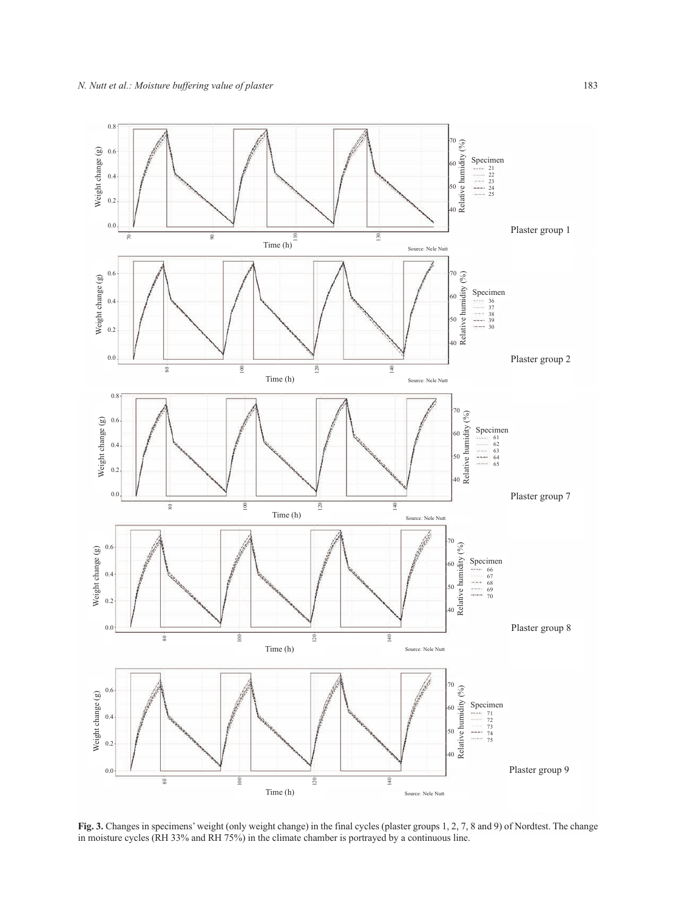**Fig. 3.** Changes in specimens' weight (only weight change) in the final cycles (plaster groups 1, 2, 7, 8 and 9) of Nordtest. The change in moisture cycles (RH 33% and RH 75%) in the climate chamber is portrayed by a continuous line.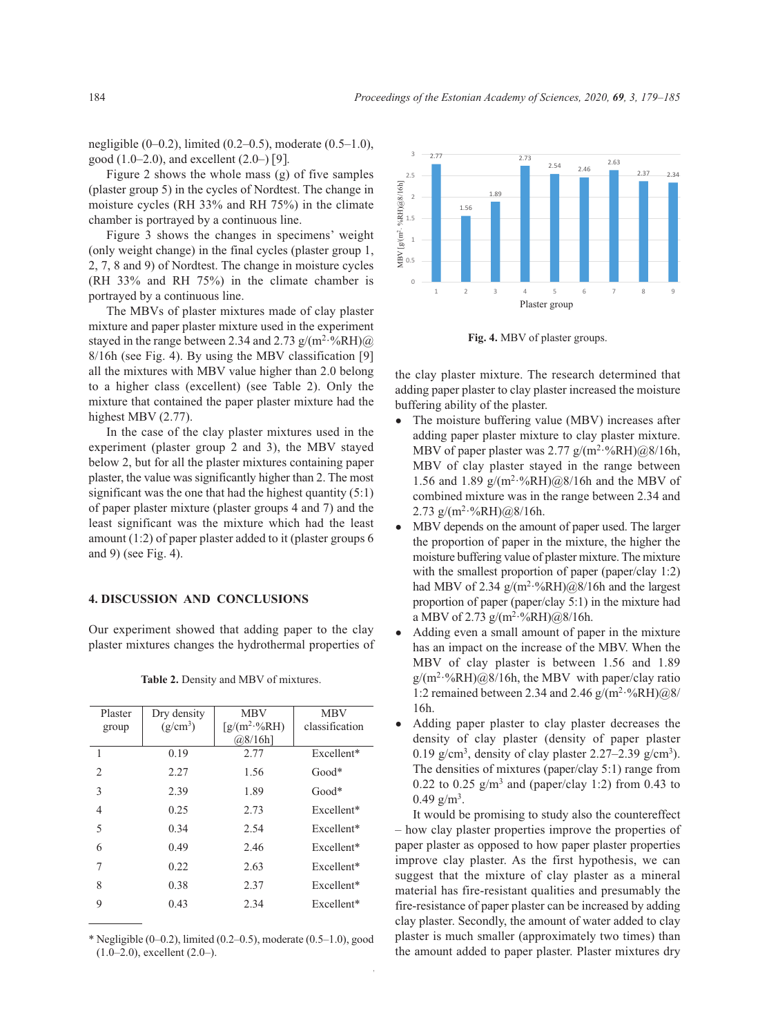negligible (0–0.2), limited (0.2–0.5), moderate (0.5–1.0), good (1.0–2.0), and excellent (2.0–) [9].

Figure 2 shows the whole mass (g) of five samples (plaster group 5) in the cycles of Nordtest. The change in moisture cycles (RH 33% and RH 75%) in the climate chamber is portrayed by a continuous line.

Figure 3 shows the changes in specimens' weight (only weight change) in the final cycles (plaster group 1, 2, 7, 8 and 9) of Nordtest. The change in moisture cycles (RH 33% and RH 75%) in the climate chamber is portrayed by a continuous line.

The MBVs of plaster mixtures made of clay plaster mixture and paper plaster mixture used in the experiment stayed in the range between 2.34 and 2.73 g/(m$^2$·%RH)@8/16h (see Fig. 4). By using the MBV classification [9] all the mixtures with MBV value higher than 2.0 belong to a higher class (excellent) (see Table 2). Only the mixture that contained the paper plaster mixture had the highest MBV (2.77).

In the case of the clay plaster mixtures used in the experiment (plaster group 2 and 3), the MBV stayed below 2, but for all the plaster mixtures containing paper plaster, the value was significantly higher than 2. The most significant was the one that had the highest quantity (5:1) of paper plaster mixture (plaster groups 4 and 7) and the least significant was the mixture which had the least amount (1:2) of paper plaster added to it (plaster groups 6 and 9) (see Fig. 4).

**Fig. 4.** MBV of plaster groups.

## 4. DISCUSSION AND CONCLUSIONS

Our experiment showed that adding paper to the clay plaster mixtures changes the hydrothermal properties of the clay plaster mixture. The research determined that adding paper plaster to clay plaster increased the moisture buffering ability of the plaster.

- The moisture buffering value (MBV) increases after adding paper plaster mixture to clay plaster mixture. MBV of paper plaster was 2.77 g/(m$^2$·%RH)@8/16h, MBV of clay plaster stayed in the range between 1.56 and 1.89 g/(m$^2$·%RH)@8/16h and the MBV of combined mixture was in the range between 2.34 and 2.73 g/(m$^2$·%RH)@8/16h.
- MBV depends on the amount of paper used. The larger the proportion of paper in the mixture, the higher the moisture buffering value of plaster mixture. The mixture with the smallest proportion of paper (paper/clay 1:2) had MBV of 2.34 g/(m$^2$·%RH)@8/16h and the largest proportion of paper (paper/clay 5:1) in the mixture had a MBV of 2.73 g/(m$^2$·%RH)@8/16h.
- Adding even a small amount of paper in the mixture has an impact on the increase of the MBV. When the MBV of clay plaster is between 1.56 and 1.89 g/(m$^2$·%RH)@8/16h, the MBV with paper/clay ratio 1:2 remained between 2.34 and 2.46 g/(m$^2$·%RH)@8/16h.
- Adding paper plaster to clay plaster decreases the density of clay plaster (density of paper plaster 0.19 g/cm$^3$, density of clay plaster 2.27–2.39 g/cm$^3$). The densities of mixtures (paper/clay 5:1) range from 0.22 to 0.25 g/m$^3$ and (paper/clay 1:2) from 0.43 to 0.49 g/m$^3$.

It would be promising to study also the countereffect – how clay plaster properties improve the properties of paper plaster as opposed to how paper plaster properties improve clay plaster. As the first hypothesis, we can suggest that the mixture of clay plaster as a mineral material has fire-resistant qualities and presumably the fire-resistance of paper plaster can be increased by adding clay plaster. Secondly, the amount of water added to clay plaster is much smaller (approximately two times) than the amount added to paper plaster. Plaster mixtures dry

**Table 2.** Density and MBV of mixtures.

| Plaster group | Dry density (g/cm$^3$) | MBV [g/(m$^2$·%RH) @8/16h] | MBV classification |
|---|---|---|---|
| 1 | 0.19 | 2.77 | Excellent* |
| 2 | 2.27 | 1.56 | Good* |
| 3 | 2.39 | 1.89 | Good* |
| 4 | 0.25 | 2.73 | Excellent* |
| 5 | 0.34 | 2.54 | Excellent* |
| 6 | 0.49 | 2.46 | Excellent* |
| 7 | 0.22 | 2.63 | Excellent* |
| 8 | 0.38 | 2.37 | Excellent* |
| 9 | 0.43 | 2.34 | Excellent* |

\* Negligible (0–0.2), limited (0.2–0.5), moderate (0.5–1.0), good (1.0–2.0), excellent (2.0–).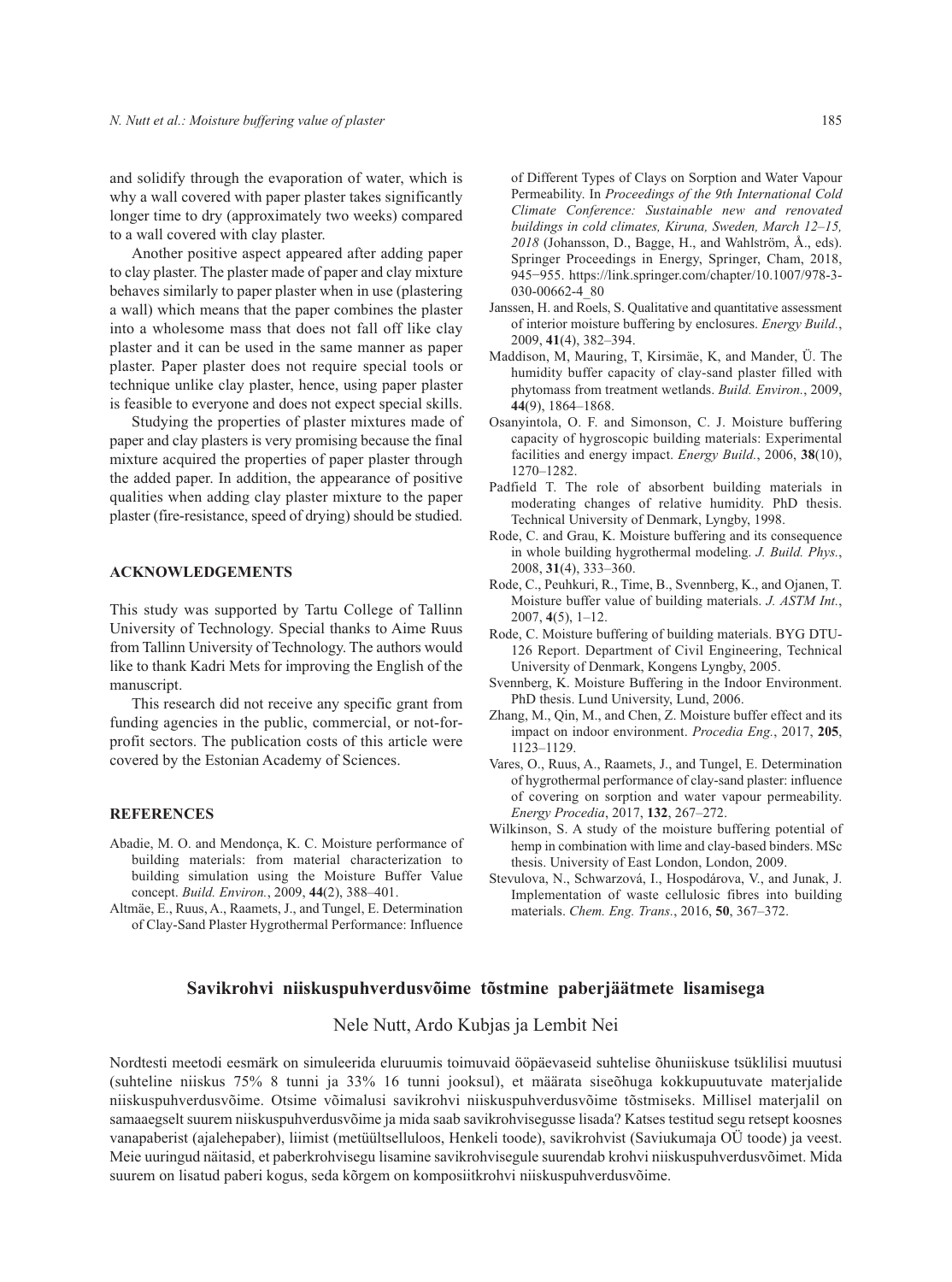and solidify through the evaporation of water, which is why a wall covered with paper plaster takes significantly longer time to dry (approximately two weeks) compared to a wall covered with clay plaster.

Another positive aspect appeared after adding paper to clay plaster. The plaster made of paper and clay mixture behaves similarly to paper plaster when in use (plastering a wall) which means that the paper combines the plaster into a wholesome mass that does not fall off like clay plaster and it can be used in the same manner as paper plaster. Paper plaster does not require special tools or technique unlike clay plaster, hence, using paper plaster is feasible to everyone and does not expect special skills.

Studying the properties of plaster mixtures made of paper and clay plasters is very promising because the final mixture acquired the properties of paper plaster through the added paper. In addition, the appearance of positive qualities when adding clay plaster mixture to the paper plaster (fire-resistance, speed of drying) should be studied.

## ACKNOWLEDGEMENTS

This study was supported by Tartu College of Tallinn University of Technology. Special thanks to Aime Ruus from Tallinn University of Technology. The authors would like to thank Kadri Mets for improving the English of the manuscript.

This research did not receive any specific grant from funding agencies in the public, commercial, or not-for-profit sectors. The publication costs of this article were covered by the Estonian Academy of Sciences.

## REFERENCES

Abadie, M. O. and Mendonça, K. C. Moisture performance of building materials: from material characterization to building simulation using the Moisture Buffer Value concept. *Build. Environ.*, 2009, **44**(2), 388–401.

Altmäe, E., Ruus, A., Raamets, J., and Tungel, E. Determination of Clay-Sand Plaster Hygrothermal Performance: Influence of Different Types of Clays on Sorption and Water Vapour Permeability. In *Proceedings of the 9th International Cold Climate Conference: Sustainable new and renovated buildings in cold climates, Kiruna, Sweden, March 12–15, 2018* (Johansson, D., Bagge, H., and Wahlström, Å., eds). Springer Proceedings in Energy, Springer, Cham, 2018, 945–955. https://link.springer.com/chapter/10.1007/978-3-030-00662-4_80

Janssen, H. and Roels, S. Qualitative and quantitative assessment of interior moisture buffering by enclosures. *Energy Build.*, 2009, **41**(4), 382–394.

Maddison, M, Mauring, T, Kirsimäe, K, and Mander, Ü. The humidity buffer capacity of clay-sand plaster filled with phytomass from treatment wetlands. *Build. Environ.*, 2009, **44**(9), 1864–1868.

Osanyintola, O. F. and Simonson, C. J. Moisture buffering capacity of hygroscopic building materials: Experimental facilities and energy impact. *Energy Build.*, 2006, **38**(10), 1270–1282.

Padfield T. The role of absorbent building materials in moderating changes of relative humidity. PhD thesis. Technical University of Denmark, Lyngby, 1998.

Rode, C. and Grau, K. Moisture buffering and its consequence in whole building hygrothermal modeling. *J. Build. Phys.*, 2008, **31**(4), 333–360.

Rode, C., Peuhkuri, R., Time, B., Svennberg, K., and Ojanen, T. Moisture buffer value of building materials. *J. ASTM Int.*, 2007, **4**(5), 1–12.

Rode, C. Moisture buffering of building materials. BYG DTU-126 Report. Department of Civil Engineering, Technical University of Denmark, Kongens Lyngby, 2005.

Svennberg, K. Moisture Buffering in the Indoor Environment. PhD thesis. Lund University, Lund, 2006.

Zhang, M., Qin, M., and Chen, Z. Moisture buffer effect and its impact on indoor environment. *Procedia Eng.*, 2017, **205**, 1123–1129.

Vares, O., Ruus, A., Raamets, J., and Tungel, E. Determination of hygrothermal performance of clay-sand plaster: influence of covering on sorption and water vapour permeability. *Energy Procedia*, 2017, **132**, 267–272.

Wilkinson, S. A study of the moisture buffering potential of hemp in combination with lime and clay-based binders. MSc thesis. University of East London, London, 2009.

Stevulova, N., Schwarzová, I., Hospodárova, V., and Junak, J. Implementation of waste cellulosic fibres into building materials. *Chem. Eng. Trans.*, 2016, **50**, 367–372.

## Savikrohvi niiskuspuhverdusvõime tõstmine paberjäätmete lisamisega

Nele Nutt, Ardo Kubjas ja Lembit Nei

Nordtesti meetodi eesmärk on simuleerida eluruumis toimuvaid ööpäevaseid suhtelise õhuniiskuse tsüklilisi muutusi (suhteline niiskus 75% 8 tunni ja 33% 16 tunni jooksul), et määrata siseõhuga kokkupuutuvate materjalide niiskuspuhverdusvõime. Otsime võimalusi savikrohvi niiskuspuhverdusvõime tõstmiseks. Millisel materjalil on samaaegselt suurem niiskuspuhverdusvõime ja mida saab savikrohvisegusse lisada? Katses testitud segu retsept koosnes vanapaberist (ajalehepaber), liimist (metüültselluloos, Henkeli toode), savikrohvist (Saviukumaja OÜ toode) ja veest. Meie uuringud näitasid, et paberkrohvisegu lisamine savikrohvisegule suurendab krohvi niiskuspuhverdusvõimet. Mida suurem on lisatud paberi kogus, seda kõrgem on komposiitkrohvi niiskuspuhverdusvõime.